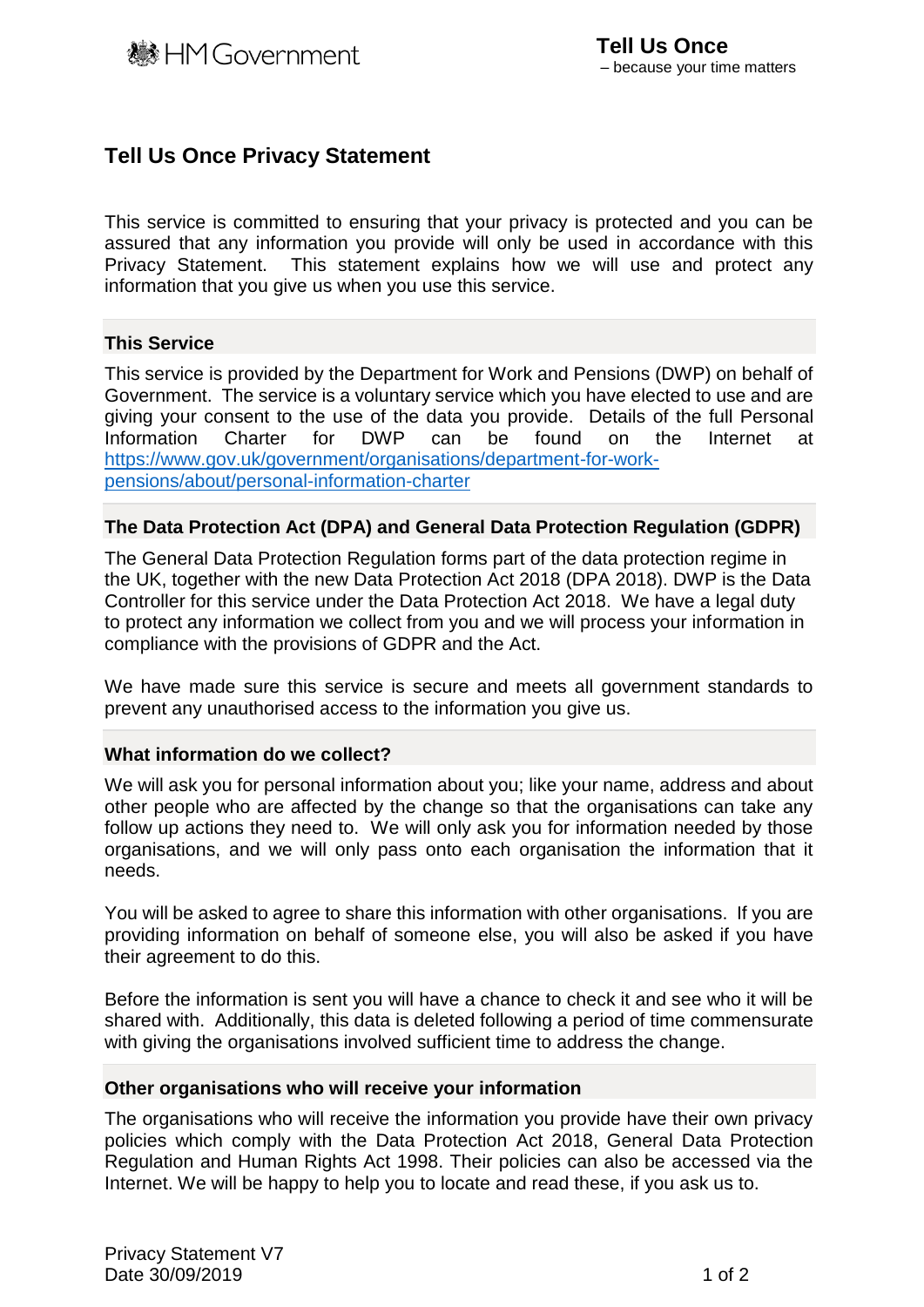HM Government

**Tell Us Once**
– because your time matters

# Tell Us Once Privacy Statement

This service is committed to ensuring that your privacy is protected and you can be assured that any information you provide will only be used in accordance with this Privacy Statement. This statement explains how we will use and protect any information that you give us when you use this service.

## This Service

This service is provided by the Department for Work and Pensions (DWP) on behalf of Government. The service is a voluntary service which you have elected to use and are giving your consent to the use of the data you provide. Details of the full Personal Information Charter for DWP can be found on the Internet at https://www.gov.uk/government/organisations/department-for-work-pensions/about/personal-information-charter

## The Data Protection Act (DPA) and General Data Protection Regulation (GDPR)

The General Data Protection Regulation forms part of the data protection regime in the UK, together with the new Data Protection Act 2018 (DPA 2018). DWP is the Data Controller for this service under the Data Protection Act 2018. We have a legal duty to protect any information we collect from you and we will process your information in compliance with the provisions of GDPR and the Act.

We have made sure this service is secure and meets all government standards to prevent any unauthorised access to the information you give us.

## What information do we collect?

We will ask you for personal information about you; like your name, address and about other people who are affected by the change so that the organisations can take any follow up actions they need to. We will only ask you for information needed by those organisations, and we will only pass onto each organisation the information that it needs.

You will be asked to agree to share this information with other organisations. If you are providing information on behalf of someone else, you will also be asked if you have their agreement to do this.

Before the information is sent you will have a chance to check it and see who it will be shared with. Additionally, this data is deleted following a period of time commensurate with giving the organisations involved sufficient time to address the change.

## Other organisations who will receive your information

The organisations who will receive the information you provide have their own privacy policies which comply with the Data Protection Act 2018, General Data Protection Regulation and Human Rights Act 1998. Their policies can also be accessed via the Internet. We will be happy to help you to locate and read these, if you ask us to.

Privacy Statement V7
Date 30/09/2019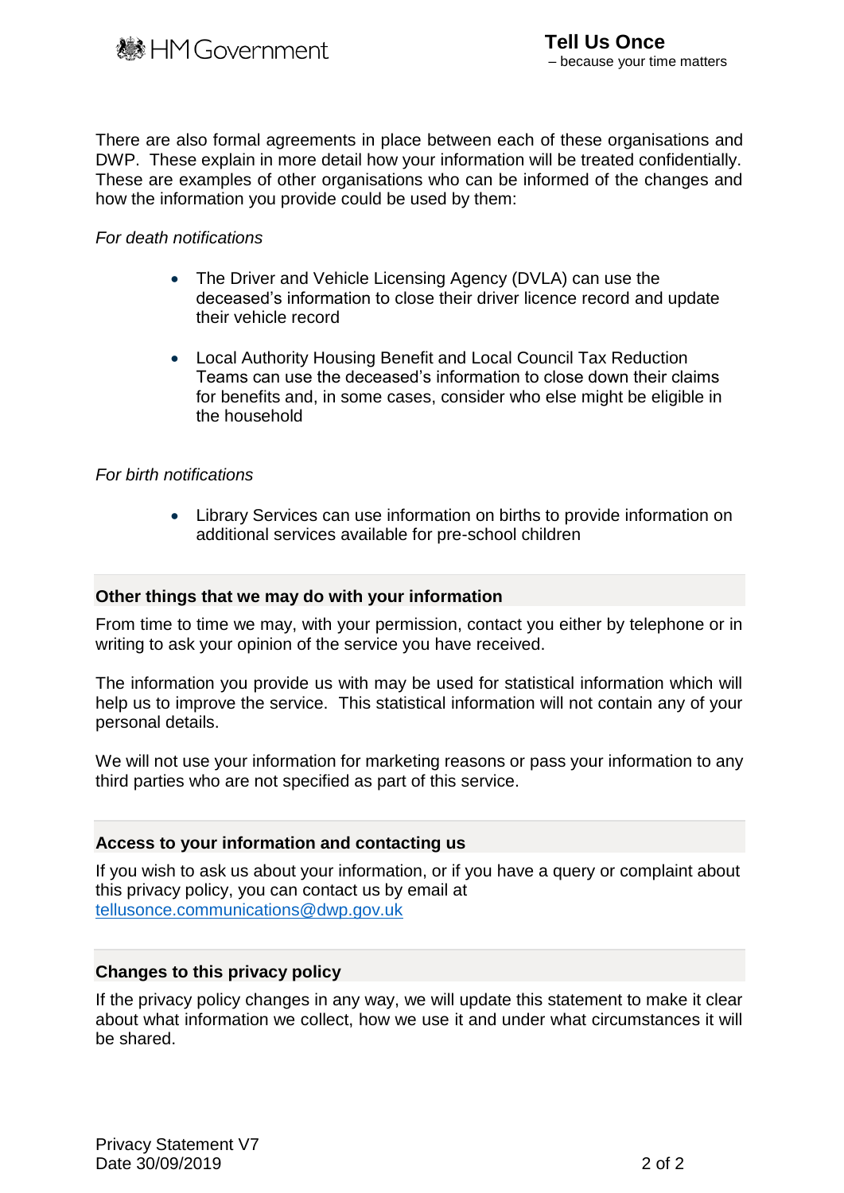There are also formal agreements in place between each of these organisations and DWP. These explain in more detail how your information will be treated confidentially. These are examples of other organisations who can be informed of the changes and how the information you provide could be used by them:

*For death notifications*

- The Driver and Vehicle Licensing Agency (DVLA) can use the deceased's information to close their driver licence record and update their vehicle record
- Local Authority Housing Benefit and Local Council Tax Reduction Teams can use the deceased's information to close down their claims for benefits and, in some cases, consider who else might be eligible in the household

*For birth notifications*

- Library Services can use information on births to provide information on additional services available for pre-school children

## Other things that we may do with your information

From time to time we may, with your permission, contact you either by telephone or in writing to ask your opinion of the service you have received.

The information you provide us with may be used for statistical information which will help us to improve the service. This statistical information will not contain any of your personal details.

We will not use your information for marketing reasons or pass your information to any third parties who are not specified as part of this service.

## Access to your information and contacting us

If you wish to ask us about your information, or if you have a query or complaint about this privacy policy, you can contact us by email at [tellusonce.communications@dwp.gov.uk](mailto:tellusonce.communications@dwp.gov.uk)

## Changes to this privacy policy

If the privacy policy changes in any way, we will update this statement to make it clear about what information we collect, how we use it and under what circumstances it will be shared.

Privacy Statement V7
Date 30/09/2019